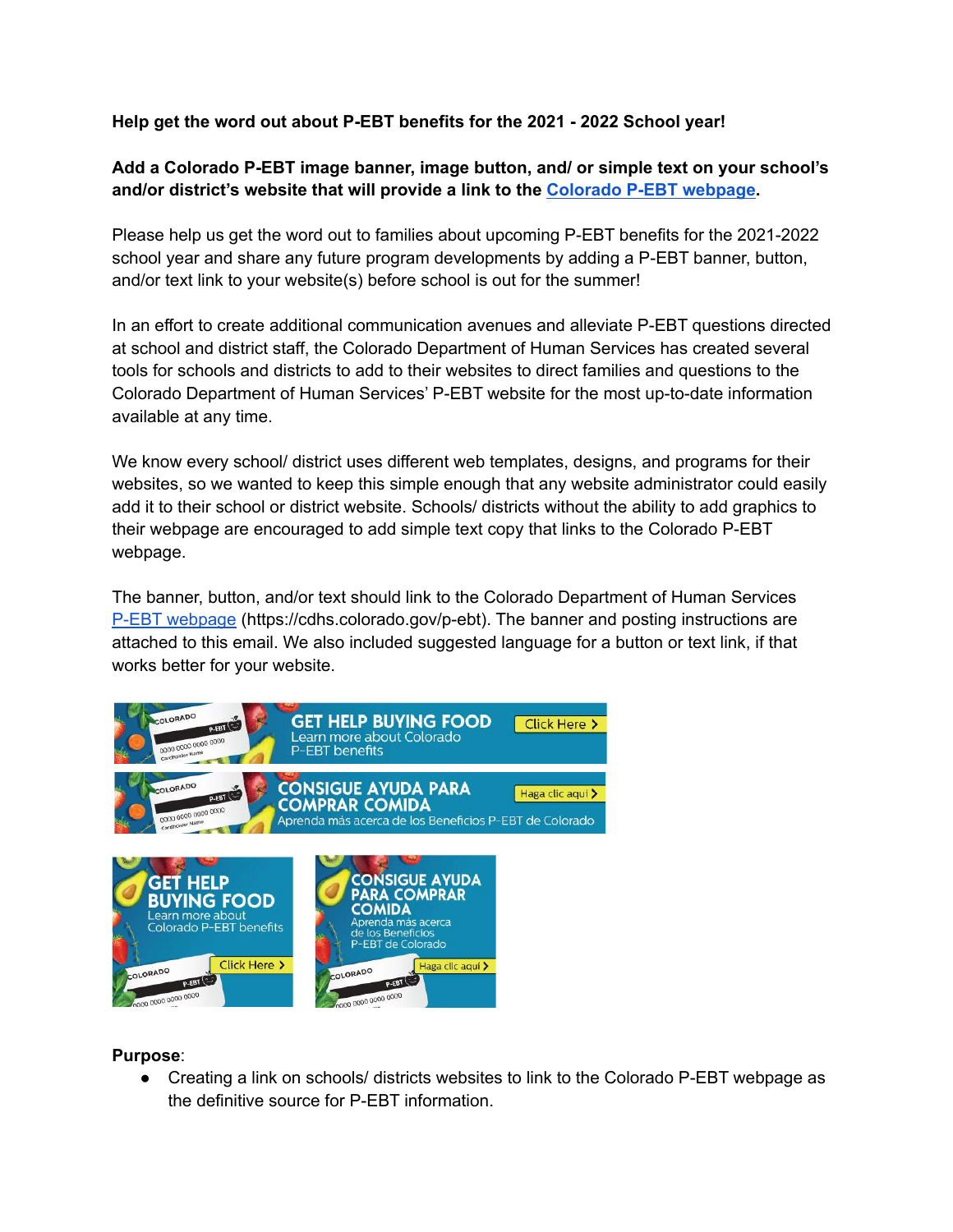**Help get the word out about P-EBT benefits for the 2021 - 2022 School year!**

**Add a Colorado P-EBT image banner, image button, and/ or simple text on your school's and/or district's website that will provide a link to the Colorado P-EBT webpage.**

Please help us get the word out to families about upcoming P-EBT benefits for the 2021-2022 school year and share any future program developments by adding a P-EBT banner, button, and/or text link to your website(s) before school is out for the summer!

In an effort to create additional communication avenues and alleviate P-EBT questions directed at school and district staff, the Colorado Department of Human Services has created several tools for schools and districts to add to their websites to direct families and questions to the Colorado Department of Human Services' P-EBT website for the most up-to-date information available at any time.

We know every school/ district uses different web templates, designs, and programs for their websites, so we wanted to keep this simple enough that any website administrator could easily add it to their school or district website. Schools/ districts without the ability to add graphics to their webpage are encouraged to add simple text copy that links to the Colorado P-EBT webpage.

The banner, button, and/or text should link to the Colorado Department of Human Services P-EBT webpage (https://cdhs.colorado.gov/p-ebt). The banner and posting instructions are attached to this email. We also included suggested language for a button or text link, if that works better for your website.

**Purpose**:

- Creating a link on schools/ districts websites to link to the Colorado P-EBT webpage as the definitive source for P-EBT information.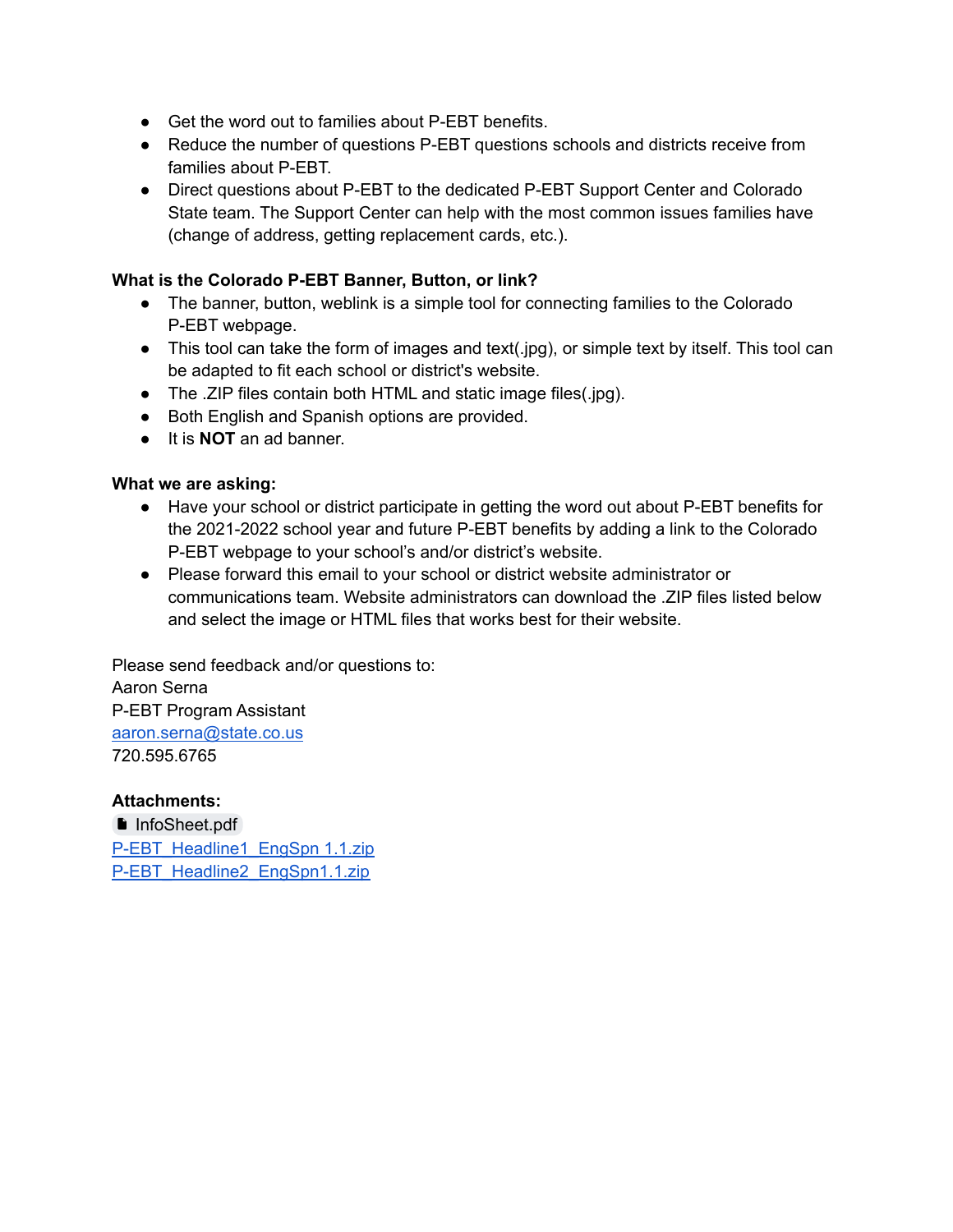- Get the word out to families about P-EBT benefits.
- Reduce the number of questions P-EBT questions schools and districts receive from families about P-EBT.
- Direct questions about P-EBT to the dedicated P-EBT Support Center and Colorado State team. The Support Center can help with the most common issues families have (change of address, getting replacement cards, etc.).

**What is the Colorado P-EBT Banner, Button, or link?**

- The banner, button, weblink is a simple tool for connecting families to the Colorado P-EBT webpage.
- This tool can take the form of images and text(.jpg), or simple text by itself. This tool can be adapted to fit each school or district's website.
- The .ZIP files contain both HTML and static image files(.jpg).
- Both English and Spanish options are provided.
- It is **NOT** an ad banner.

**What we are asking:**

- Have your school or district participate in getting the word out about P-EBT benefits for the 2021-2022 school year and future P-EBT benefits by adding a link to the Colorado P-EBT webpage to your school's and/or district's website.
- Please forward this email to your school or district website administrator or communications team. Website administrators can download the .ZIP files listed below and select the image or HTML files that works best for their website.

Please send feedback and/or questions to:
Aaron Serna
P-EBT Program Assistant
aaron.serna@state.co.us
720.595.6765

**Attachments:**

InfoSheet.pdf
P-EBT_Headline1_EngSpn 1.1.zip
P-EBT_Headline2_EngSpn1.1.zip